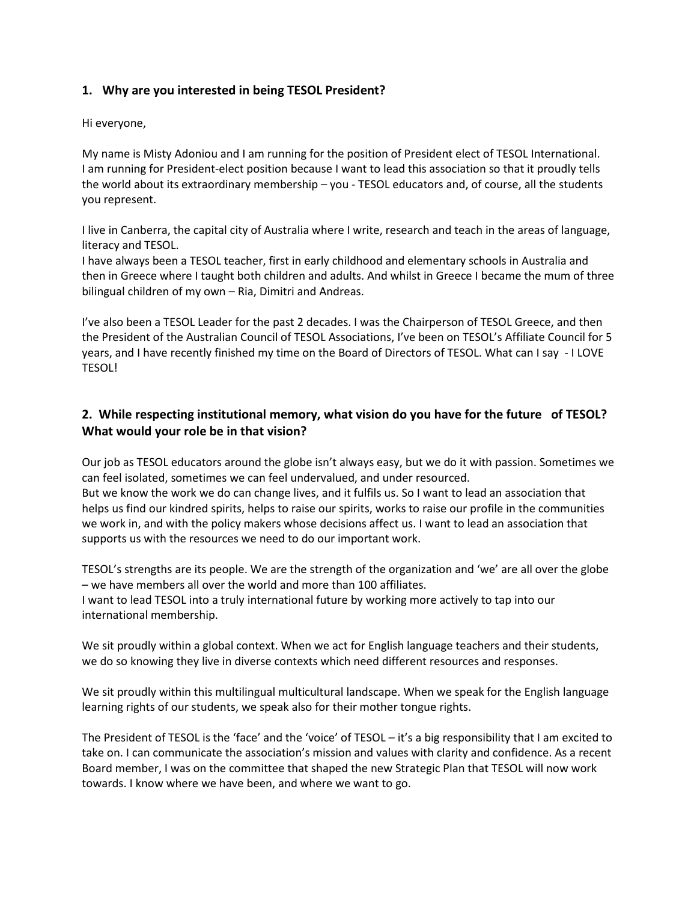## 1. Why are you interested in being TESOL President?

Hi everyone,

My name is Misty Adoniou and I am running for the position of President elect of TESOL International. I am running for President-elect position because I want to lead this association so that it proudly tells the world about its extraordinary membership – you - TESOL educators and, of course, all the students you represent.

I live in Canberra, the capital city of Australia where I write, research and teach in the areas of language, literacy and TESOL.
I have always been a TESOL teacher, first in early childhood and elementary schools in Australia and then in Greece where I taught both children and adults. And whilst in Greece I became the mum of three bilingual children of my own – Ria, Dimitri and Andreas.

I've also been a TESOL Leader for the past 2 decades. I was the Chairperson of TESOL Greece, and then the President of the Australian Council of TESOL Associations, I've been on TESOL's Affiliate Council for 5 years, and I have recently finished my time on the Board of Directors of TESOL. What can I say - I LOVE TESOL!

## 2. While respecting institutional memory, what vision do you have for the future of TESOL? What would your role be in that vision?

Our job as TESOL educators around the globe isn't always easy, but we do it with passion. Sometimes we can feel isolated, sometimes we can feel undervalued, and under resourced.
But we know the work we do can change lives, and it fulfils us. So I want to lead an association that helps us find our kindred spirits, helps to raise our spirits, works to raise our profile in the communities we work in, and with the policy makers whose decisions affect us. I want to lead an association that supports us with the resources we need to do our important work.

TESOL's strengths are its people. We are the strength of the organization and 'we' are all over the globe – we have members all over the world and more than 100 affiliates.
I want to lead TESOL into a truly international future by working more actively to tap into our international membership.

We sit proudly within a global context. When we act for English language teachers and their students, we do so knowing they live in diverse contexts which need different resources and responses.

We sit proudly within this multilingual multicultural landscape. When we speak for the English language learning rights of our students, we speak also for their mother tongue rights.

The President of TESOL is the 'face' and the 'voice' of TESOL – it's a big responsibility that I am excited to take on. I can communicate the association's mission and values with clarity and confidence. As a recent Board member, I was on the committee that shaped the new Strategic Plan that TESOL will now work towards. I know where we have been, and where we want to go.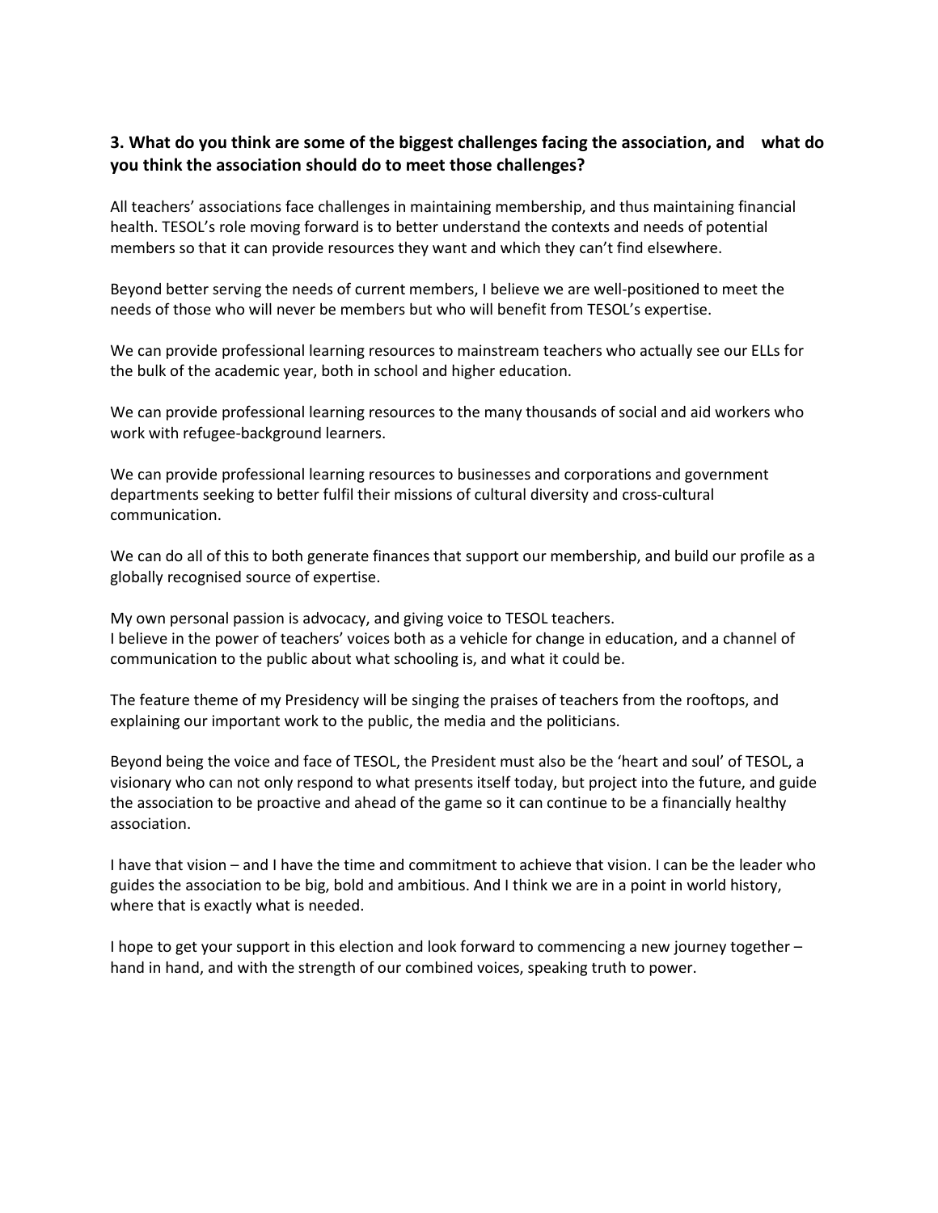**3. What do you think are some of the biggest challenges facing the association, and what do you think the association should do to meet those challenges?**

All teachers' associations face challenges in maintaining membership, and thus maintaining financial health. TESOL's role moving forward is to better understand the contexts and needs of potential members so that it can provide resources they want and which they can't find elsewhere.

Beyond better serving the needs of current members, I believe we are well-positioned to meet the needs of those who will never be members but who will benefit from TESOL's expertise.

We can provide professional learning resources to mainstream teachers who actually see our ELLs for the bulk of the academic year, both in school and higher education.

We can provide professional learning resources to the many thousands of social and aid workers who work with refugee-background learners.

We can provide professional learning resources to businesses and corporations and government departments seeking to better fulfil their missions of cultural diversity and cross-cultural communication.

We can do all of this to both generate finances that support our membership, and build our profile as a globally recognised source of expertise.

My own personal passion is advocacy, and giving voice to TESOL teachers.
I believe in the power of teachers' voices both as a vehicle for change in education, and a channel of communication to the public about what schooling is, and what it could be.

The feature theme of my Presidency will be singing the praises of teachers from the rooftops, and explaining our important work to the public, the media and the politicians.

Beyond being the voice and face of TESOL, the President must also be the 'heart and soul' of TESOL, a visionary who can not only respond to what presents itself today, but project into the future, and guide the association to be proactive and ahead of the game so it can continue to be a financially healthy association.

I have that vision – and I have the time and commitment to achieve that vision. I can be the leader who guides the association to be big, bold and ambitious. And I think we are in a point in world history, where that is exactly what is needed.

I hope to get your support in this election and look forward to commencing a new journey together – hand in hand, and with the strength of our combined voices, speaking truth to power.